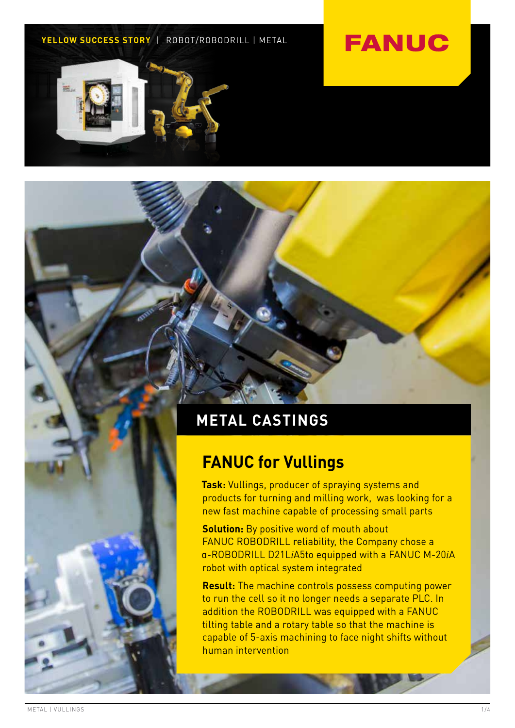YELLOW SUCCESS STORY | ROBOT/ROBODRILL | METAL

FANUC

## METAL CASTINGS

# FANUC for Vullings

**Task:** Vullings, producer of spraying systems and products for turning and milling work, was looking for a new fast machine capable of processing small parts

**Solution:** By positive word of mouth about FANUC ROBODRILL reliability, the Company chose a α-ROBODRILL D21L*i*A5to equipped with a FANUC M-20*i*A robot with optical system integrated

**Result:** The machine controls possess computing power to run the cell so it no longer needs a separate PLC. In addition the ROBODRILL was equipped with a FANUC tilting table and a rotary table so that the machine is capable of 5-axis machining to face night shifts without human intervention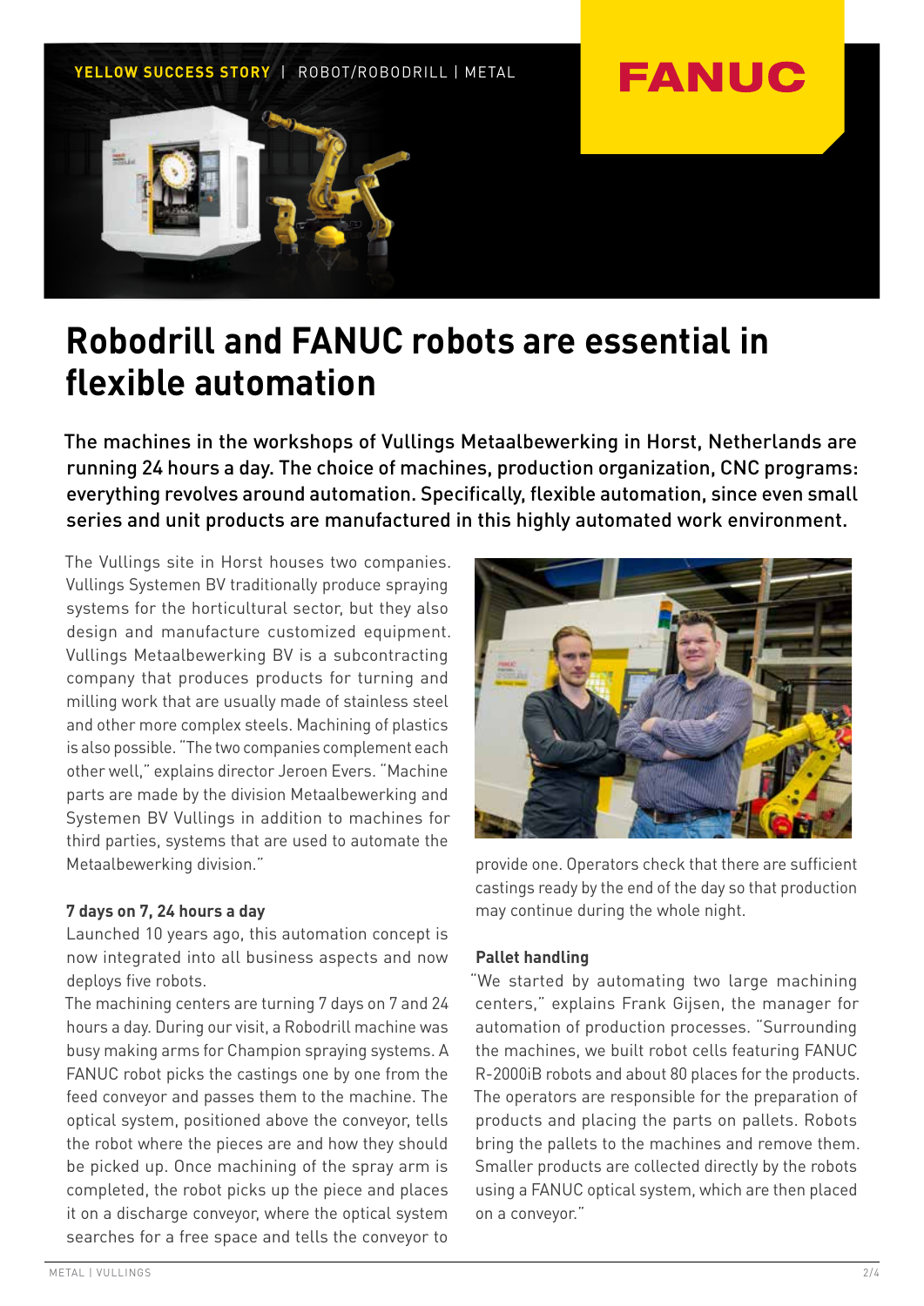YELLOW SUCCESS STORY | ROBOT/ROBODRILL | METAL

FANUC

# Robodrill and FANUC robots are essential in flexible automation

The machines in the workshops of Vullings Metaalbewerking in Horst, Netherlands are running 24 hours a day. The choice of machines, production organization, CNC programs: everything revolves around automation. Specifically, flexible automation, since even small series and unit products are manufactured in this highly automated work environment.

The Vullings site in Horst houses two companies. Vullings Systemen BV traditionally produce spraying systems for the horticultural sector, but they also design and manufacture customized equipment. Vullings Metaalbewerking BV is a subcontracting company that produces products for turning and milling work that are usually made of stainless steel and other more complex steels. Machining of plastics is also possible. "The two companies complement each other well," explains director Jeroen Evers. "Machine parts are made by the division Metaalbewerking and Systemen BV Vullings in addition to machines for third parties, systems that are used to automate the Metaalbewerking division."

### 7 days on 7, 24 hours a day

Launched 10 years ago, this automation concept is now integrated into all business aspects and now deploys five robots.

The machining centers are turning 7 days on 7 and 24 hours a day. During our visit, a Robodrill machine was busy making arms for Champion spraying systems. A FANUC robot picks the castings one by one from the feed conveyor and passes them to the machine. The optical system, positioned above the conveyor, tells the robot where the pieces are and how they should be picked up. Once machining of the spray arm is completed, the robot picks up the piece and places it on a discharge conveyor, where the optical system searches for a free space and tells the conveyor to provide one. Operators check that there are sufficient castings ready by the end of the day so that production may continue during the whole night.

### Pallet handling

"We started by automating two large machining centers," explains Frank Gijsen, the manager for automation of production processes. "Surrounding the machines, we built robot cells featuring FANUC R-2000iB robots and about 80 places for the products. The operators are responsible for the preparation of products and placing the parts on pallets. Robots bring the pallets to the machines and remove them. Smaller products are collected directly by the robots using a FANUC optical system, which are then placed on a conveyor."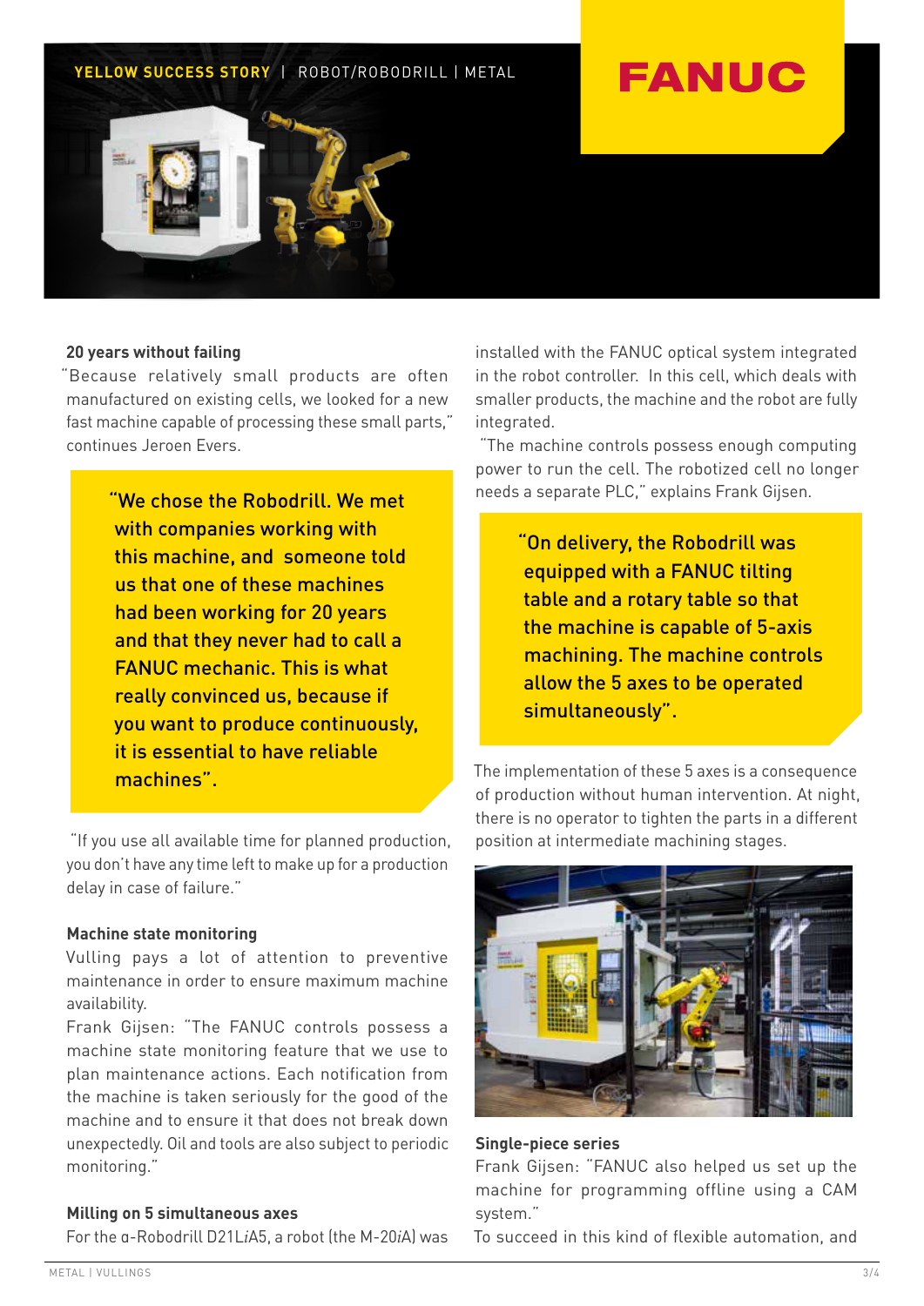YELLOW SUCCESS STORY | ROBOT/ROBODRILL | METAL

FANUC

### 20 years without failing

"Because relatively small products are often manufactured on existing cells, we looked for a new fast machine capable of processing these small parts," continues Jeroen Evers.

> "We chose the Robodrill. We met with companies working with this machine, and someone told us that one of these machines had been working for 20 years and that they never had to call a FANUC mechanic. This is what really convinced us, because if you want to produce continuously, it is essential to have reliable machines".

"If you use all available time for planned production, you don't have any time left to make up for a production delay in case of failure."

### Machine state monitoring

Vulling pays a lot of attention to preventive maintenance in order to ensure maximum machine availability.

Frank Gijsen: "The FANUC controls possess a machine state monitoring feature that we use to plan maintenance actions. Each notification from the machine is taken seriously for the good of the machine and to ensure it that does not break down unexpectedly. Oil and tools are also subject to periodic monitoring."

### Milling on 5 simultaneous axes

For the α-Robodrill D21L*i*A5, a robot (the M-20*i*A) was installed with the FANUC optical system integrated in the robot controller. In this cell, which deals with smaller products, the machine and the robot are fully integrated.

"The machine controls possess enough computing power to run the cell. The robotized cell no longer needs a separate PLC," explains Frank Gijsen.

> "On delivery, the Robodrill was equipped with a FANUC tilting table and a rotary table so that the machine is capable of 5-axis machining. The machine controls allow the 5 axes to be operated simultaneously".

The implementation of these 5 axes is a consequence of production without human intervention. At night, there is no operator to tighten the parts in a different position at intermediate machining stages.

### Single-piece series

Frank Gijsen: "FANUC also helped us set up the machine for programming offline using a CAM system."

To succeed in this kind of flexible automation, and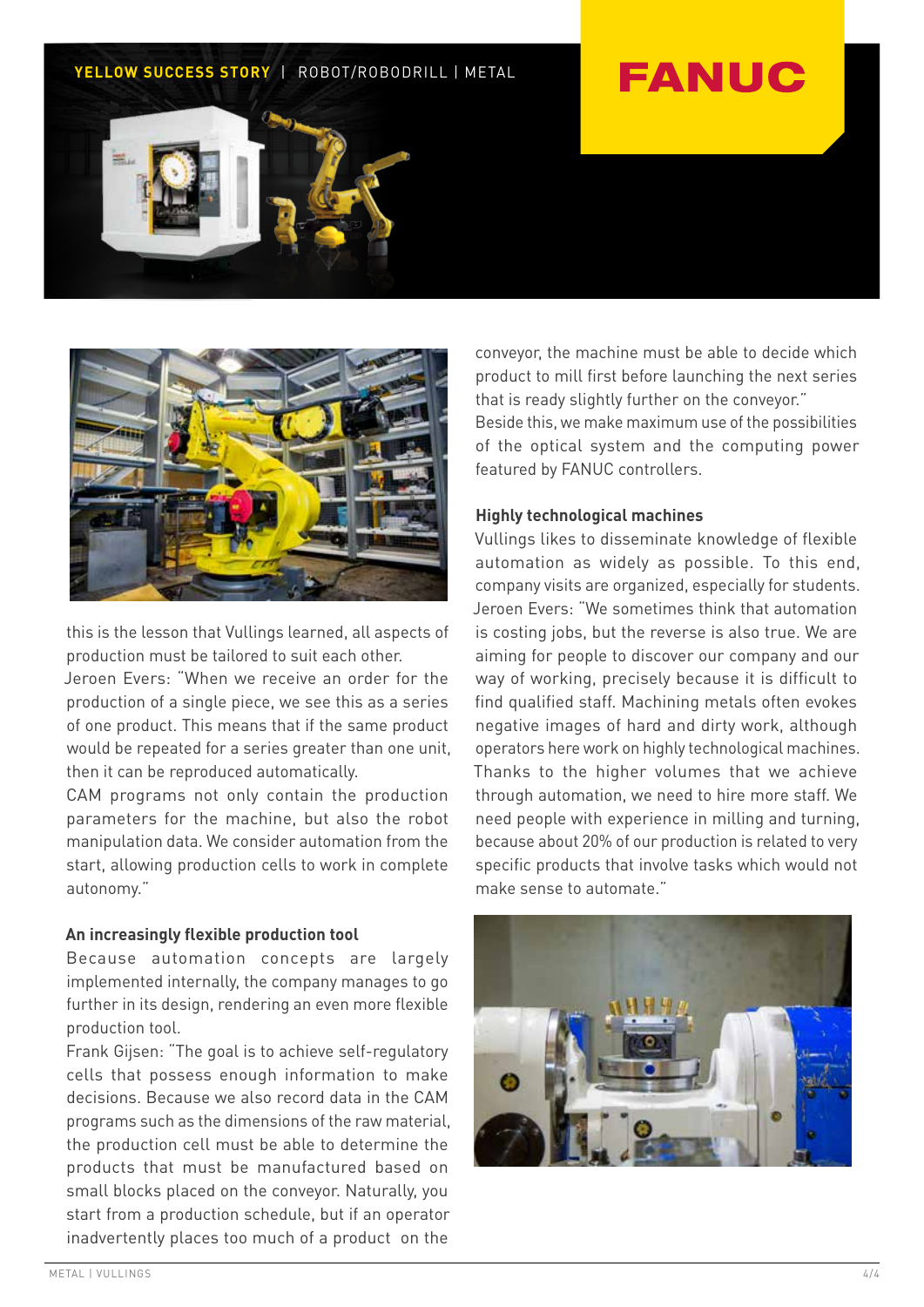**YELLOW SUCCESS STORY** | ROBOT/ROBODRILL | METAL

this is the lesson that Vullings learned, all aspects of production must be tailored to suit each other.

Jeroen Evers: "When we receive an order for the production of a single piece, we see this as a series of one product. This means that if the same product would be repeated for a series greater than one unit, then it can be reproduced automatically.

CAM programs not only contain the production parameters for the machine, but also the robot manipulation data. We consider automation from the start, allowing production cells to work in complete autonomy."

**An increasingly flexible production tool**

Because automation concepts are largely implemented internally, the company manages to go further in its design, rendering an even more flexible production tool.

Frank Gijsen: "The goal is to achieve self-regulatory cells that possess enough information to make decisions. Because we also record data in the CAM programs such as the dimensions of the raw material, the production cell must be able to determine the products that must be manufactured based on small blocks placed on the conveyor. Naturally, you start from a production schedule, but if an operator inadvertently places too much of a product on the conveyor, the machine must be able to decide which product to mill first before launching the next series that is ready slightly further on the conveyor."

Beside this, we make maximum use of the possibilities of the optical system and the computing power featured by FANUC controllers.

**Highly technological machines**

Vullings likes to disseminate knowledge of flexible automation as widely as possible. To this end, company visits are organized, especially for students. Jeroen Evers: "We sometimes think that automation is costing jobs, but the reverse is also true. We are aiming for people to discover our company and our way of working, precisely because it is difficult to find qualified staff. Machining metals often evokes negative images of hard and dirty work, although operators here work on highly technological machines. Thanks to the higher volumes that we achieve through automation, we need to hire more staff. We need people with experience in milling and turning, because about 20% of our production is related to very specific products that involve tasks which would not make sense to automate."